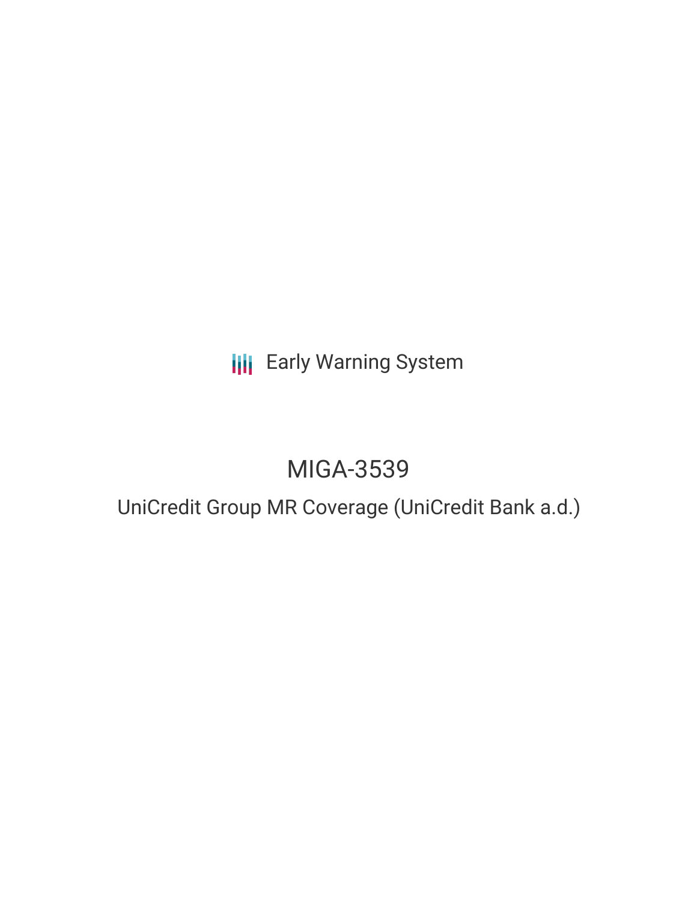Early Warning System

# MIGA-3539

## UniCredit Group MR Coverage (UniCredit Bank a.d.)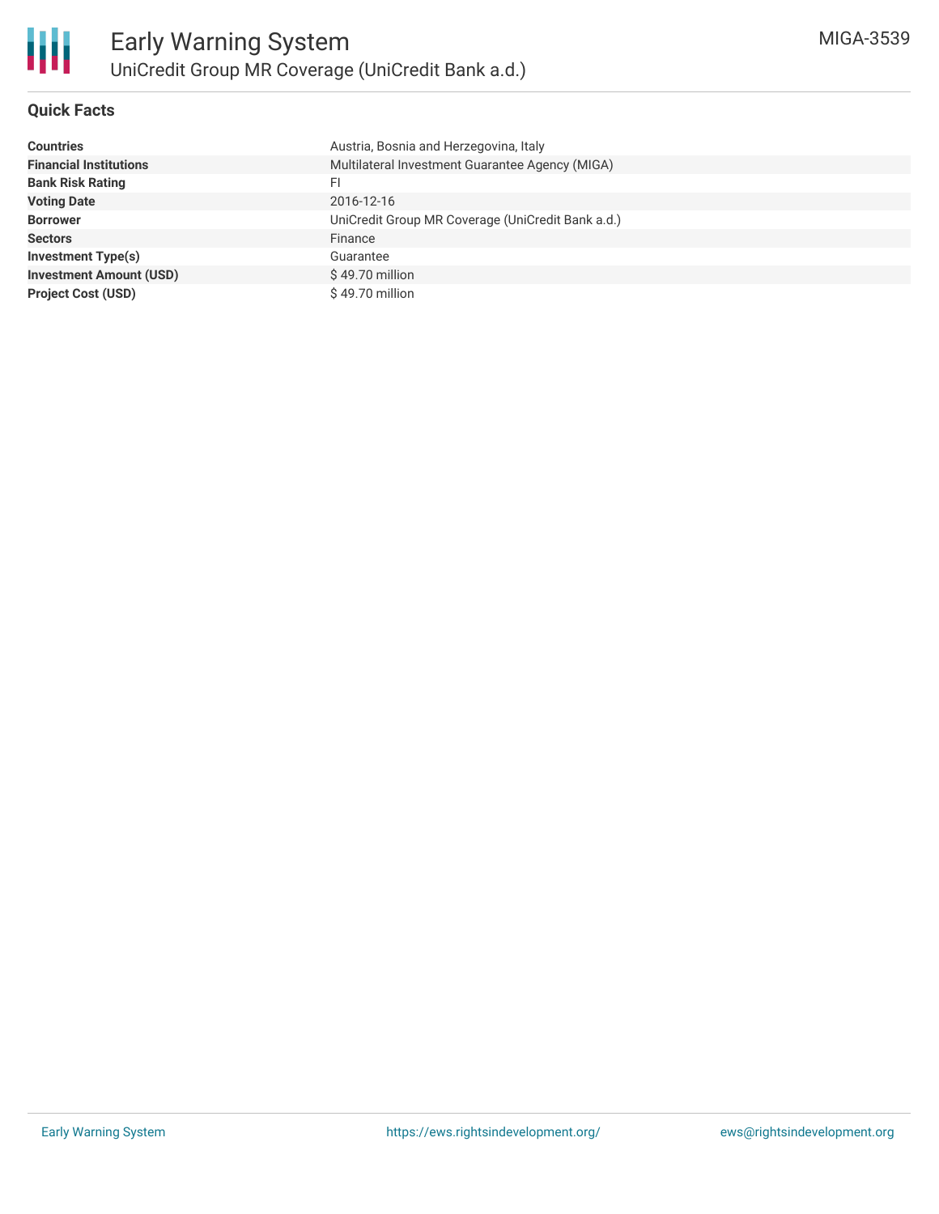# Early Warning System

## UniCredit Group MR Coverage (UniCredit Bank a.d.)

MIGA-3539

### Quick Facts

| | |
|---|---|
| **Countries** | Austria, Bosnia and Herzegovina, Italy |
| **Financial Institutions** | Multilateral Investment Guarantee Agency (MIGA) |
| **Bank Risk Rating** | FI |
| **Voting Date** | 2016-12-16 |
| **Borrower** | UniCredit Group MR Coverage (UniCredit Bank a.d.) |
| **Sectors** | Finance |
| **Investment Type(s)** | Guarantee |
| **Investment Amount (USD)** | $ 49.70 million |
| **Project Cost (USD)** | $ 49.70 million |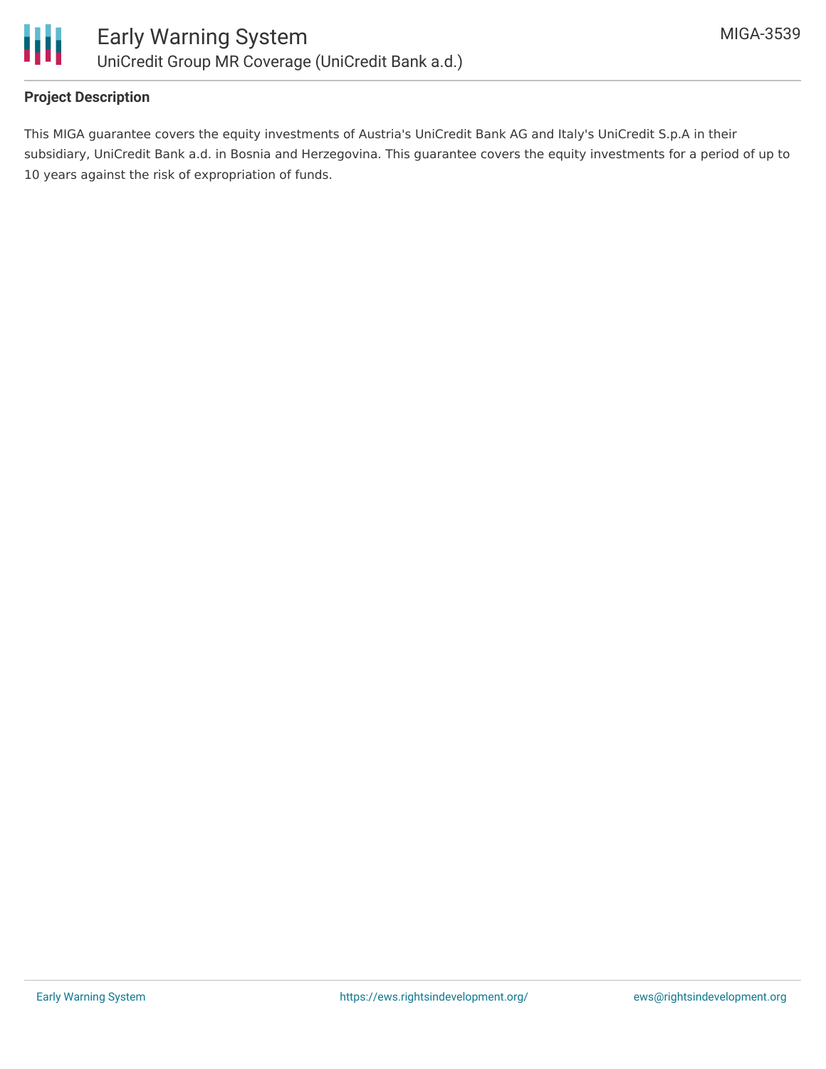## Project Description

This MIGA guarantee covers the equity investments of Austria's UniCredit Bank AG and Italy's UniCredit S.p.A in their subsidiary, UniCredit Bank a.d. in Bosnia and Herzegovina. This guarantee covers the equity investments for a period of up to 10 years against the risk of expropriation of funds.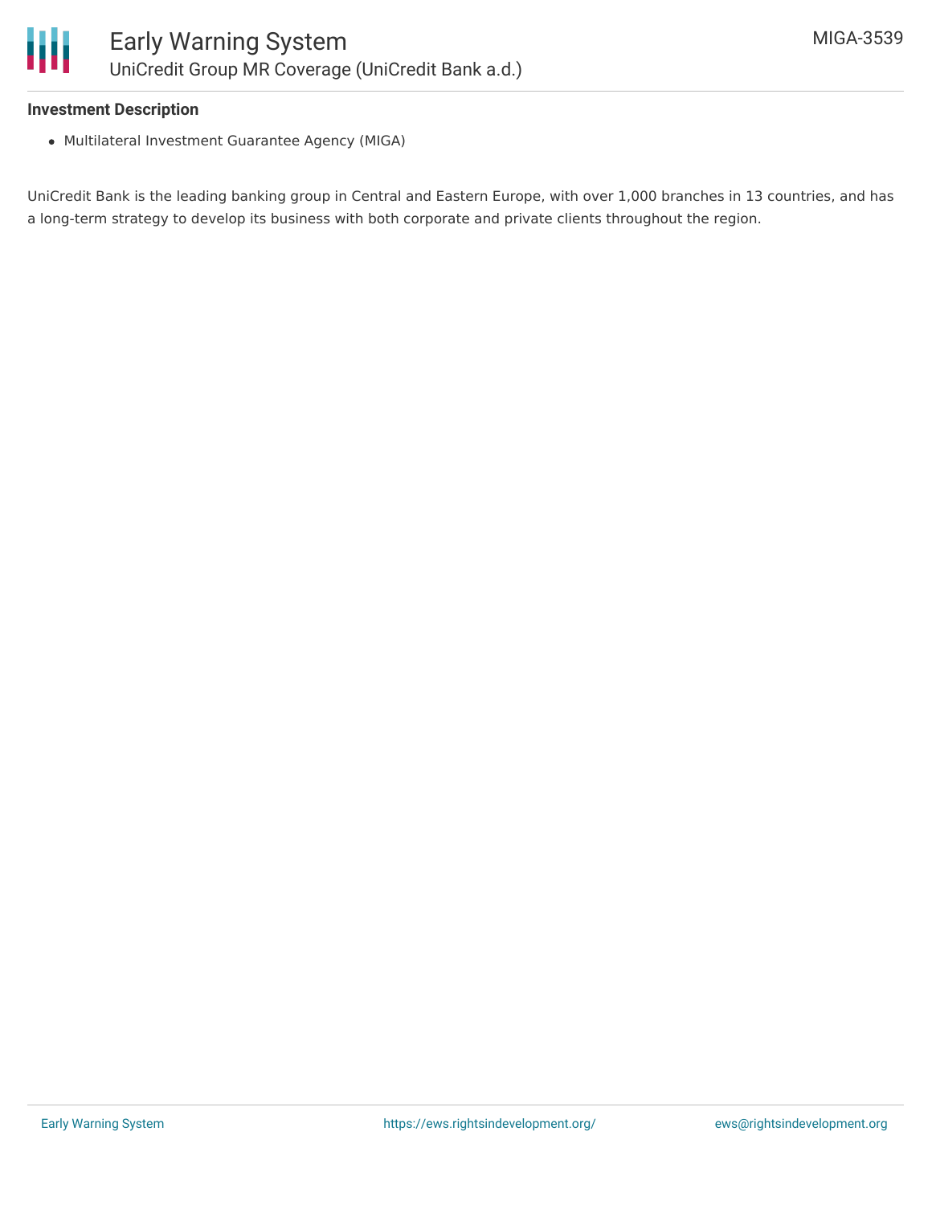### Investment Description

- Multilateral Investment Guarantee Agency (MIGA)

UniCredit Bank is the leading banking group in Central and Eastern Europe, with over 1,000 branches in 13 countries, and has a long-term strategy to develop its business with both corporate and private clients throughout the region.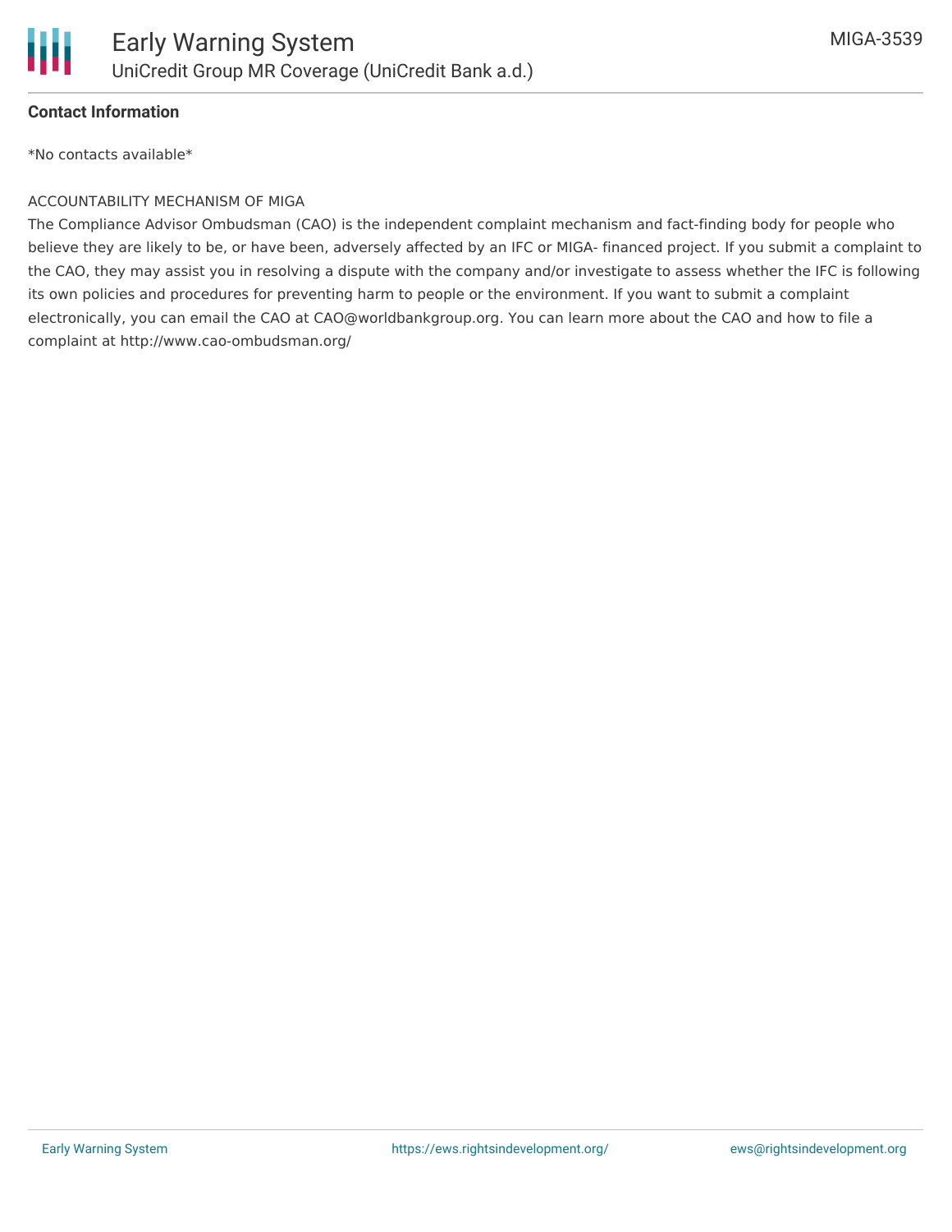**Contact Information**

*No contacts available*

ACCOUNTABILITY MECHANISM OF MIGA

The Compliance Advisor Ombudsman (CAO) is the independent complaint mechanism and fact-finding body for people who believe they are likely to be, or have been, adversely affected by an IFC or MIGA- financed project. If you submit a complaint to the CAO, they may assist you in resolving a dispute with the company and/or investigate to assess whether the IFC is following its own policies and procedures for preventing harm to people or the environment. If you want to submit a complaint electronically, you can email the CAO at CAO@worldbankgroup.org. You can learn more about the CAO and how to file a complaint at http://www.cao-ombudsman.org/